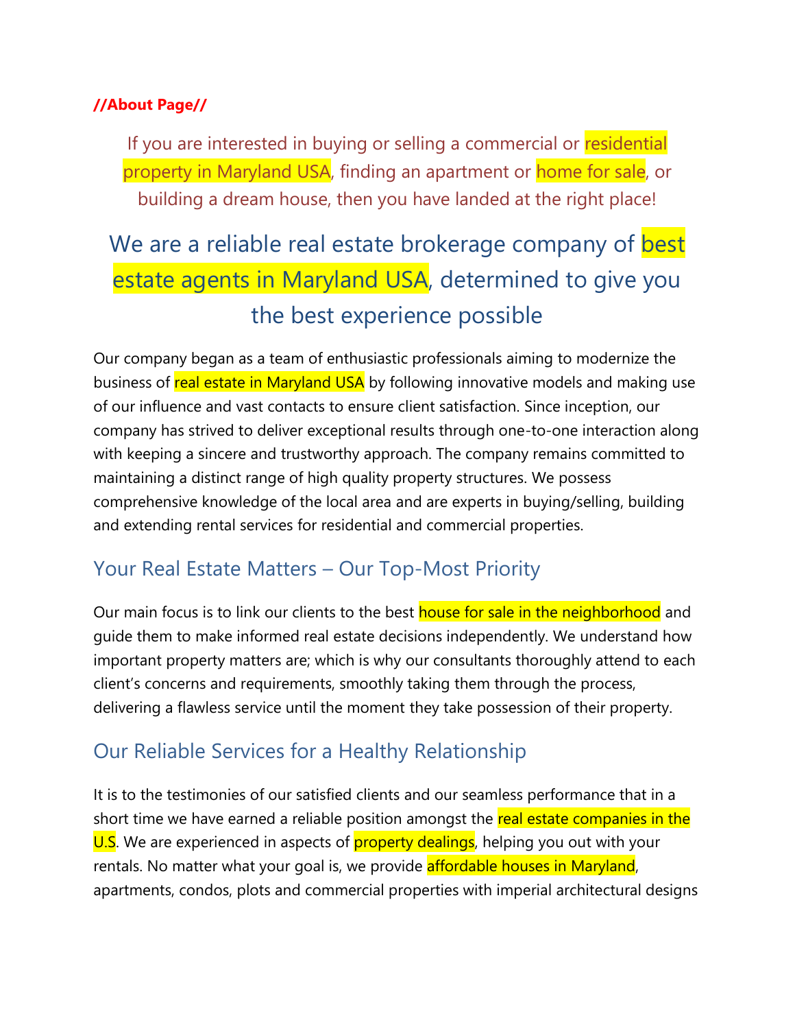**//About Page//**

If you are interested in buying or selling a commercial or residential property in Maryland USA, finding an apartment or home for sale, or building a dream house, then you have landed at the right place!

# We are a reliable real estate brokerage company of best estate agents in Maryland USA, determined to give you the best experience possible

Our company began as a team of enthusiastic professionals aiming to modernize the business of real estate in Maryland USA by following innovative models and making use of our influence and vast contacts to ensure client satisfaction. Since inception, our company has strived to deliver exceptional results through one-to-one interaction along with keeping a sincere and trustworthy approach. The company remains committed to maintaining a distinct range of high quality property structures. We possess comprehensive knowledge of the local area and are experts in buying/selling, building and extending rental services for residential and commercial properties.

## Your Real Estate Matters – Our Top-Most Priority

Our main focus is to link our clients to the best house for sale in the neighborhood and guide them to make informed real estate decisions independently. We understand how important property matters are; which is why our consultants thoroughly attend to each client's concerns and requirements, smoothly taking them through the process, delivering a flawless service until the moment they take possession of their property.

## Our Reliable Services for a Healthy Relationship

It is to the testimonies of our satisfied clients and our seamless performance that in a short time we have earned a reliable position amongst the real estate companies in the U.S. We are experienced in aspects of property dealings, helping you out with your rentals. No matter what your goal is, we provide affordable houses in Maryland, apartments, condos, plots and commercial properties with imperial architectural designs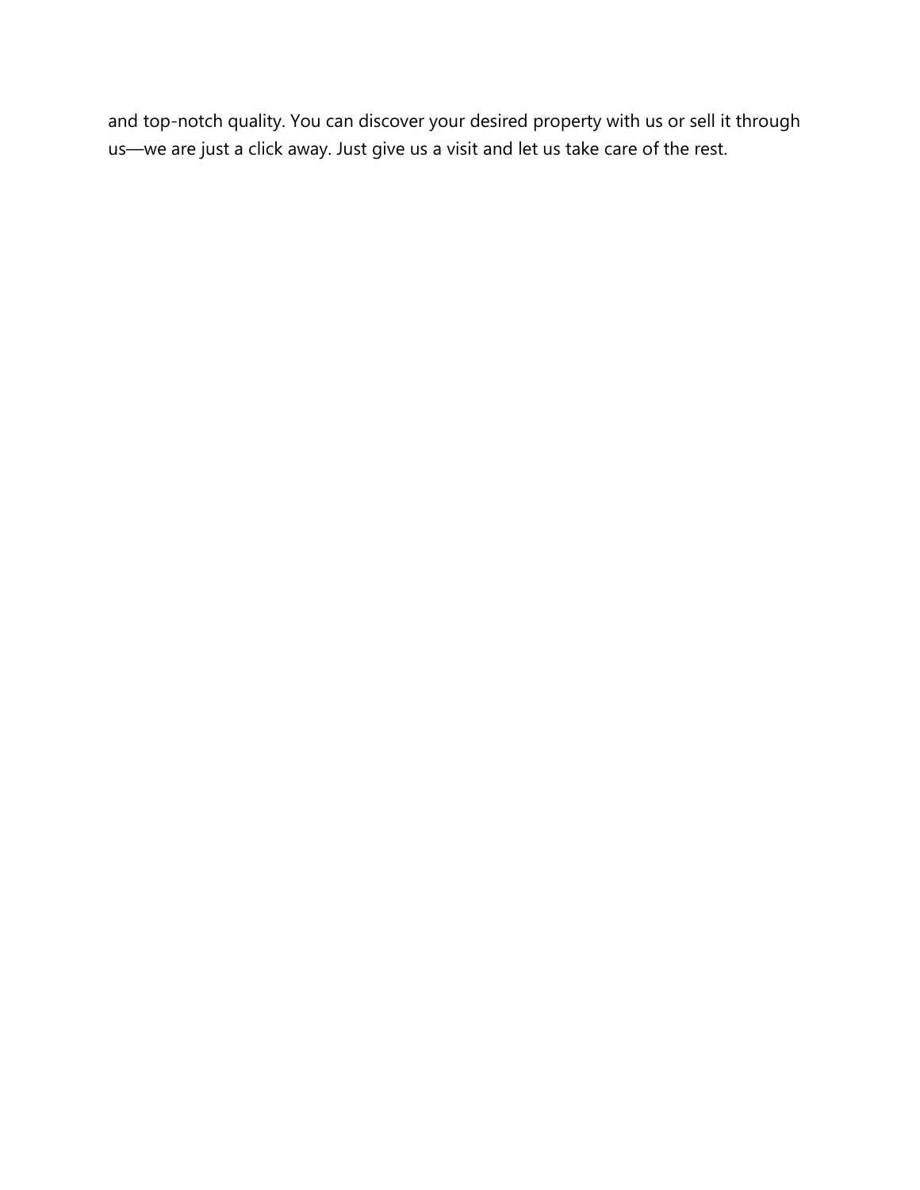and top-notch quality. You can discover your desired property with us or sell it through us—we are just a click away. Just give us a visit and let us take care of the rest.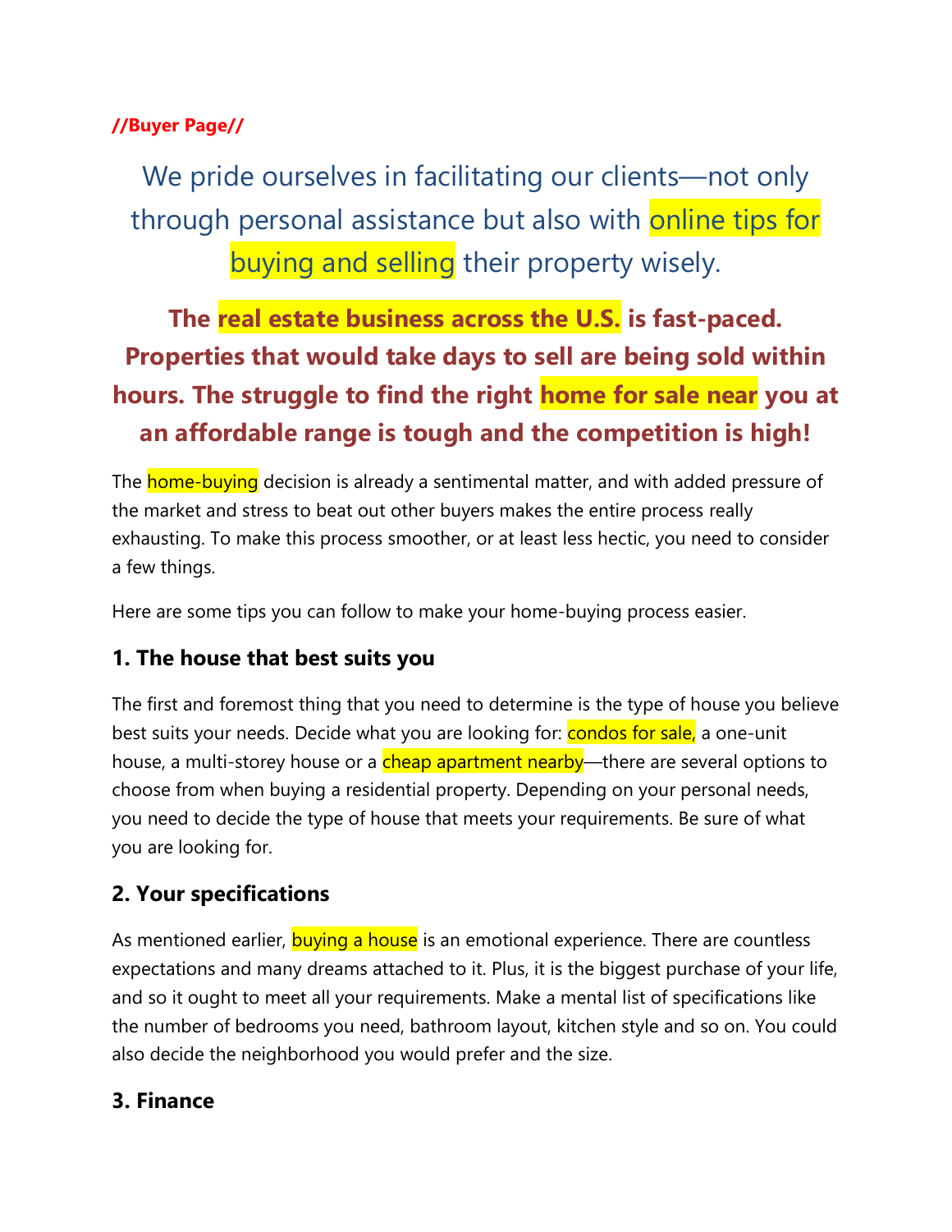**//Buyer Page//**

We pride ourselves in facilitating our clients—not only through personal assistance but also with online tips for buying and selling their property wisely.

**The real estate business across the U.S. is fast-paced. Properties that would take days to sell are being sold within hours. The struggle to find the right home for sale near you at an affordable range is tough and the competition is high!**

The home-buying decision is already a sentimental matter, and with added pressure of the market and stress to beat out other buyers makes the entire process really exhausting. To make this process smoother, or at least less hectic, you need to consider a few things.

Here are some tips you can follow to make your home-buying process easier.

### 1. The house that best suits you

The first and foremost thing that you need to determine is the type of house you believe best suits your needs. Decide what you are looking for: condos for sale, a one-unit house, a multi-storey house or a cheap apartment nearby—there are several options to choose from when buying a residential property. Depending on your personal needs, you need to decide the type of house that meets your requirements. Be sure of what you are looking for.

### 2. Your specifications

As mentioned earlier, buying a house is an emotional experience. There are countless expectations and many dreams attached to it. Plus, it is the biggest purchase of your life, and so it ought to meet all your requirements. Make a mental list of specifications like the number of bedrooms you need, bathroom layout, kitchen style and so on. You could also decide the neighborhood you would prefer and the size.

### 3. Finance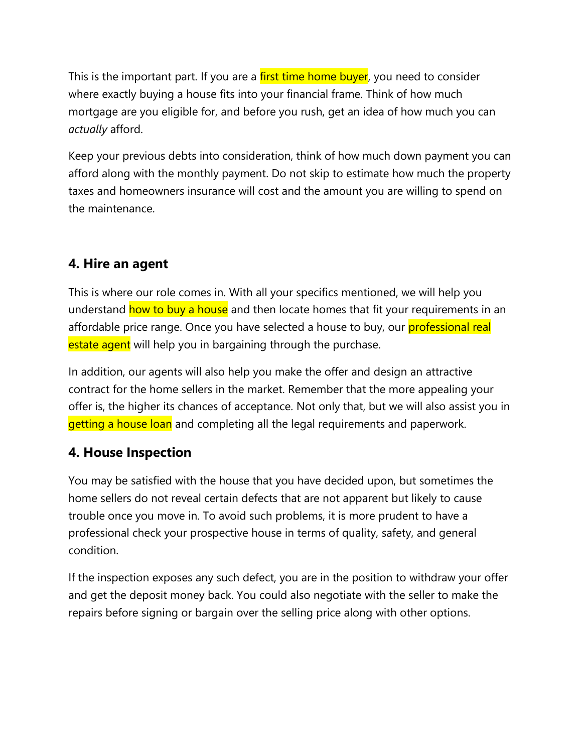This is the important part. If you are a first time home buyer, you need to consider where exactly buying a house fits into your financial frame. Think of how much mortgage are you eligible for, and before you rush, get an idea of how much you can *actually* afford.

Keep your previous debts into consideration, think of how much down payment you can afford along with the monthly payment. Do not skip to estimate how much the property taxes and homeowners insurance will cost and the amount you are willing to spend on the maintenance.

### 4. Hire an agent

This is where our role comes in. With all your specifics mentioned, we will help you understand how to buy a house and then locate homes that fit your requirements in an affordable price range. Once you have selected a house to buy, our professional real estate agent will help you in bargaining through the purchase.

In addition, our agents will also help you make the offer and design an attractive contract for the home sellers in the market. Remember that the more appealing your offer is, the higher its chances of acceptance. Not only that, but we will also assist you in getting a house loan and completing all the legal requirements and paperwork.

### 4. House Inspection

You may be satisfied with the house that you have decided upon, but sometimes the home sellers do not reveal certain defects that are not apparent but likely to cause trouble once you move in. To avoid such problems, it is more prudent to have a professional check your prospective house in terms of quality, safety, and general condition.

If the inspection exposes any such defect, you are in the position to withdraw your offer and get the deposit money back. You could also negotiate with the seller to make the repairs before signing or bargain over the selling price along with other options.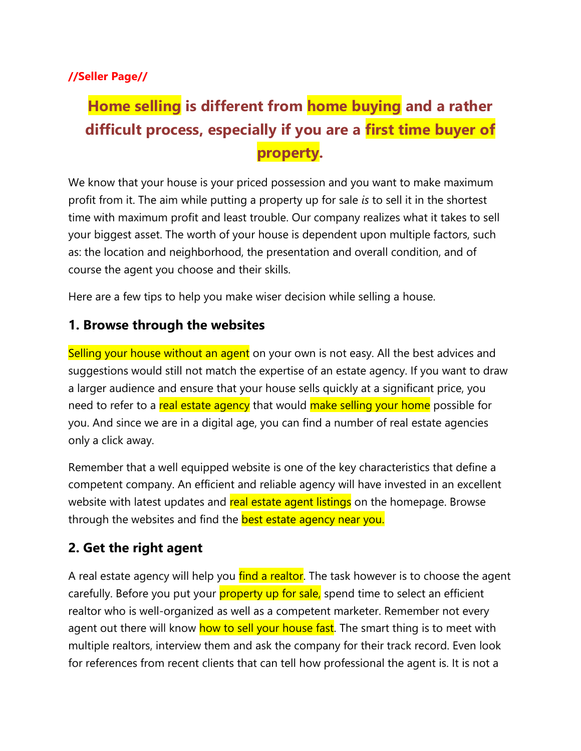**//Seller Page//**

# Home selling is different from home buying and a rather difficult process, especially if you are a first time buyer of property.

We know that your house is your priced possession and you want to make maximum profit from it. The aim while putting a property up for sale *is* to sell it in the shortest time with maximum profit and least trouble. Our company realizes what it takes to sell your biggest asset. The worth of your house is dependent upon multiple factors, such as: the location and neighborhood, the presentation and overall condition, and of course the agent you choose and their skills.

Here are a few tips to help you make wiser decision while selling a house.

## 1. Browse through the websites

Selling your house without an agent on your own is not easy. All the best advices and suggestions would still not match the expertise of an estate agency. If you want to draw a larger audience and ensure that your house sells quickly at a significant price, you need to refer to a real estate agency that would make selling your home possible for you. And since we are in a digital age, you can find a number of real estate agencies only a click away.

Remember that a well equipped website is one of the key characteristics that define a competent company. An efficient and reliable agency will have invested in an excellent website with latest updates and real estate agent listings on the homepage. Browse through the websites and find the best estate agency near you.

## 2. Get the right agent

A real estate agency will help you find a realtor. The task however is to choose the agent carefully. Before you put your property up for sale, spend time to select an efficient realtor who is well-organized as well as a competent marketer. Remember not every agent out there will know how to sell your house fast. The smart thing is to meet with multiple realtors, interview them and ask the company for their track record. Even look for references from recent clients that can tell how professional the agent is. It is not a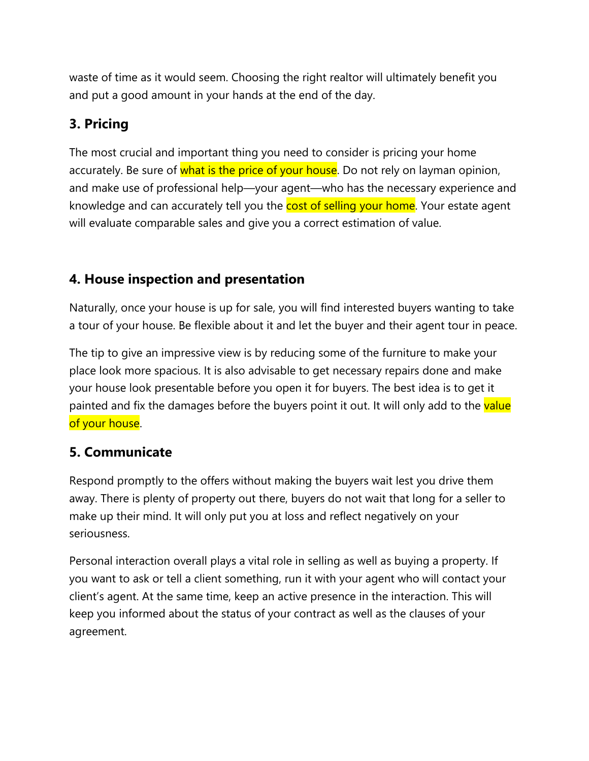waste of time as it would seem. Choosing the right realtor will ultimately benefit you and put a good amount in your hands at the end of the day.

### 3. Pricing

The most crucial and important thing you need to consider is pricing your home accurately. Be sure of what is the price of your house. Do not rely on layman opinion, and make use of professional help—your agent—who has the necessary experience and knowledge and can accurately tell you the cost of selling your home. Your estate agent will evaluate comparable sales and give you a correct estimation of value.

### 4. House inspection and presentation

Naturally, once your house is up for sale, you will find interested buyers wanting to take a tour of your house. Be flexible about it and let the buyer and their agent tour in peace.

The tip to give an impressive view is by reducing some of the furniture to make your place look more spacious. It is also advisable to get necessary repairs done and make your house look presentable before you open it for buyers. The best idea is to get it painted and fix the damages before the buyers point it out. It will only add to the value of your house.

### 5. Communicate

Respond promptly to the offers without making the buyers wait lest you drive them away. There is plenty of property out there, buyers do not wait that long for a seller to make up their mind. It will only put you at loss and reflect negatively on your seriousness.

Personal interaction overall plays a vital role in selling as well as buying a property. If you want to ask or tell a client something, run it with your agent who will contact your client's agent. At the same time, keep an active presence in the interaction. This will keep you informed about the status of your contract as well as the clauses of your agreement.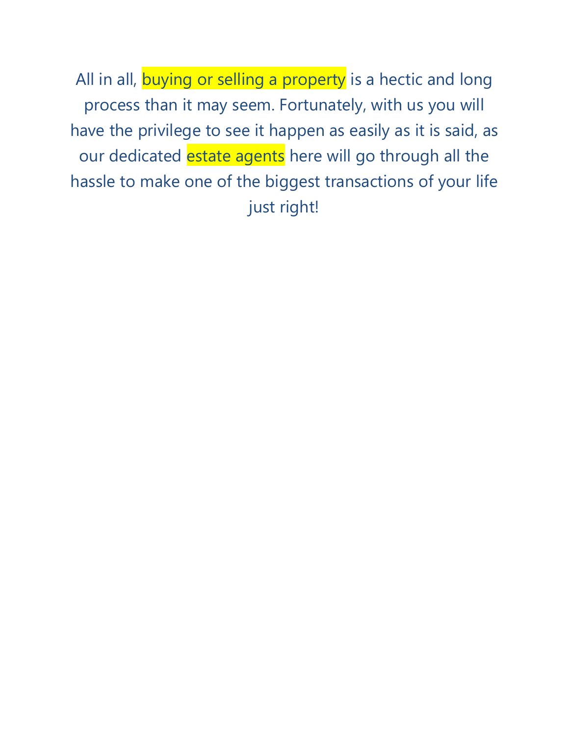All in all, buying or selling a property is a hectic and long process than it may seem. Fortunately, with us you will have the privilege to see it happen as easily as it is said, as our dedicated estate agents here will go through all the hassle to make one of the biggest transactions of your life just right!